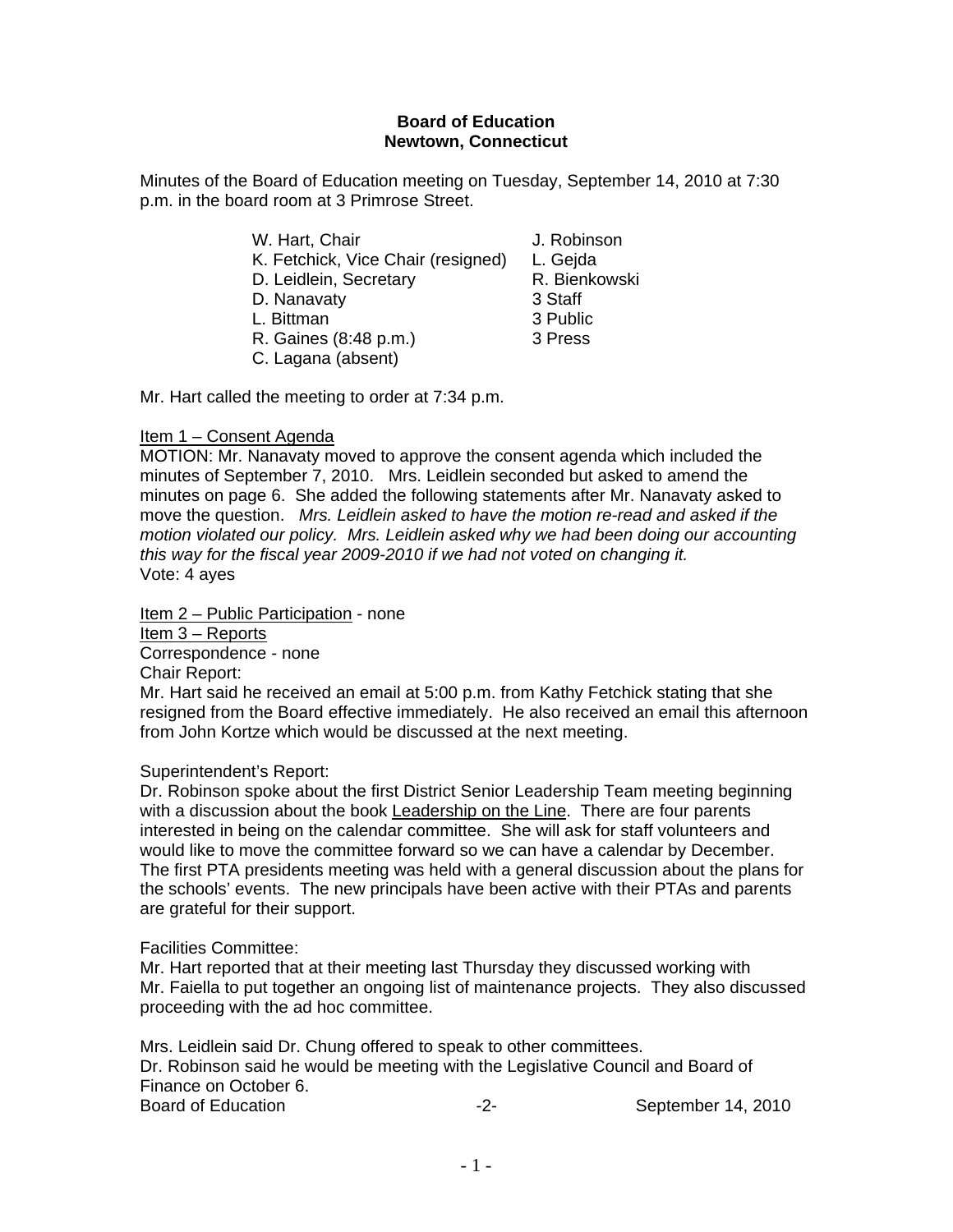**Board of Education**
**Newtown, Connecticut**

Minutes of the Board of Education meeting on Tuesday, September 14, 2010 at 7:30 p.m. in the board room at 3 Primrose Street.

W. Hart, Chair
K. Fetchick, Vice Chair (resigned)
D. Leidlein, Secretary
D. Nanavaty
L. Bittman
R. Gaines (8:48 p.m.)
C. Lagana (absent)

J. Robinson
L. Gejda
R. Bienkowski
3 Staff
3 Public
3 Press

Mr. Hart called the meeting to order at 7:34 p.m.

Item 1 – Consent Agenda
MOTION: Mr. Nanavaty moved to approve the consent agenda which included the minutes of September 7, 2010. Mrs. Leidlein seconded but asked to amend the minutes on page 6. She added the following statements after Mr. Nanavaty asked to move the question. *Mrs. Leidlein asked to have the motion re-read and asked if the motion violated our policy. Mrs. Leidlein asked why we had been doing our accounting this way for the fiscal year 2009-2010 if we had not voted on changing it.*
Vote: 4 ayes

Item 2 – Public Participation - none
Item 3 – Reports
Correspondence - none
Chair Report:
Mr. Hart said he received an email at 5:00 p.m. from Kathy Fetchick stating that she resigned from the Board effective immediately. He also received an email this afternoon from John Kortze which would be discussed at the next meeting.

Superintendent's Report:
Dr. Robinson spoke about the first District Senior Leadership Team meeting beginning with a discussion about the book Leadership on the Line. There are four parents interested in being on the calendar committee. She will ask for staff volunteers and would like to move the committee forward so we can have a calendar by December. The first PTA presidents meeting was held with a general discussion about the plans for the schools' events. The new principals have been active with their PTAs and parents are grateful for their support.

Facilities Committee:
Mr. Hart reported that at their meeting last Thursday they discussed working with Mr. Faiella to put together an ongoing list of maintenance projects. They also discussed proceeding with the ad hoc committee.

Mrs. Leidlein said Dr. Chung offered to speak to other committees.
Dr. Robinson said he would be meeting with the Legislative Council and Board of Finance on October 6.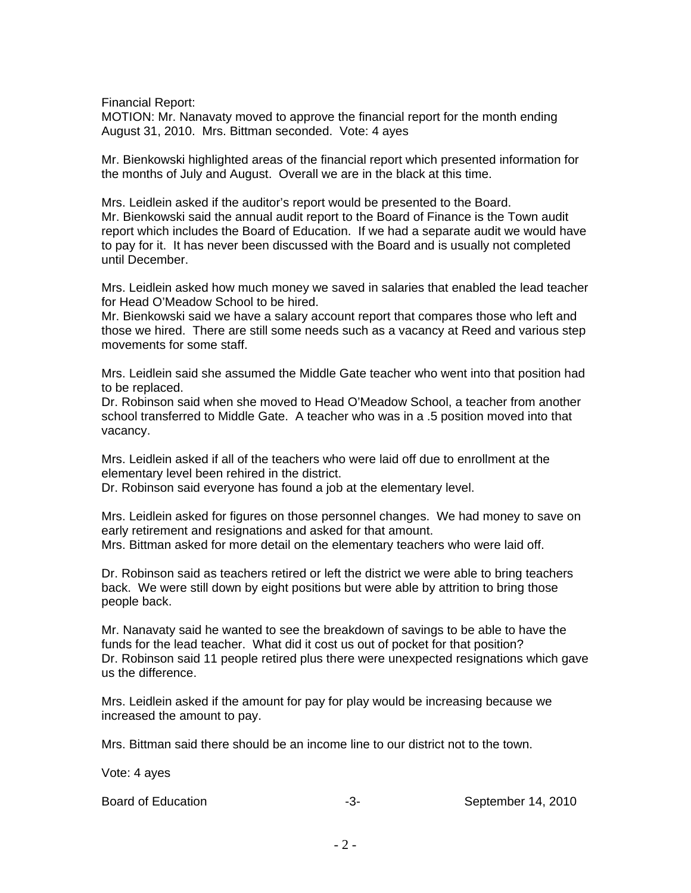Financial Report:
MOTION: Mr. Nanavaty moved to approve the financial report for the month ending August 31, 2010. Mrs. Bittman seconded. Vote: 4 ayes

Mr. Bienkowski highlighted areas of the financial report which presented information for the months of July and August. Overall we are in the black at this time.

Mrs. Leidlein asked if the auditor's report would be presented to the Board.
Mr. Bienkowski said the annual audit report to the Board of Finance is the Town audit report which includes the Board of Education. If we had a separate audit we would have to pay for it. It has never been discussed with the Board and is usually not completed until December.

Mrs. Leidlein asked how much money we saved in salaries that enabled the lead teacher for Head O'Meadow School to be hired.
Mr. Bienkowski said we have a salary account report that compares those who left and those we hired. There are still some needs such as a vacancy at Reed and various step movements for some staff.

Mrs. Leidlein said she assumed the Middle Gate teacher who went into that position had to be replaced.
Dr. Robinson said when she moved to Head O'Meadow School, a teacher from another school transferred to Middle Gate. A teacher who was in a .5 position moved into that vacancy.

Mrs. Leidlein asked if all of the teachers who were laid off due to enrollment at the elementary level been rehired in the district.
Dr. Robinson said everyone has found a job at the elementary level.

Mrs. Leidlein asked for figures on those personnel changes. We had money to save on early retirement and resignations and asked for that amount.
Mrs. Bittman asked for more detail on the elementary teachers who were laid off.

Dr. Robinson said as teachers retired or left the district we were able to bring teachers back. We were still down by eight positions but were able by attrition to bring those people back.

Mr. Nanavaty said he wanted to see the breakdown of savings to be able to have the funds for the lead teacher. What did it cost us out of pocket for that position?
Dr. Robinson said 11 people retired plus there were unexpected resignations which gave us the difference.

Mrs. Leidlein asked if the amount for pay for play would be increasing because we increased the amount to pay.

Mrs. Bittman said there should be an income line to our district not to the town.

Vote: 4 ayes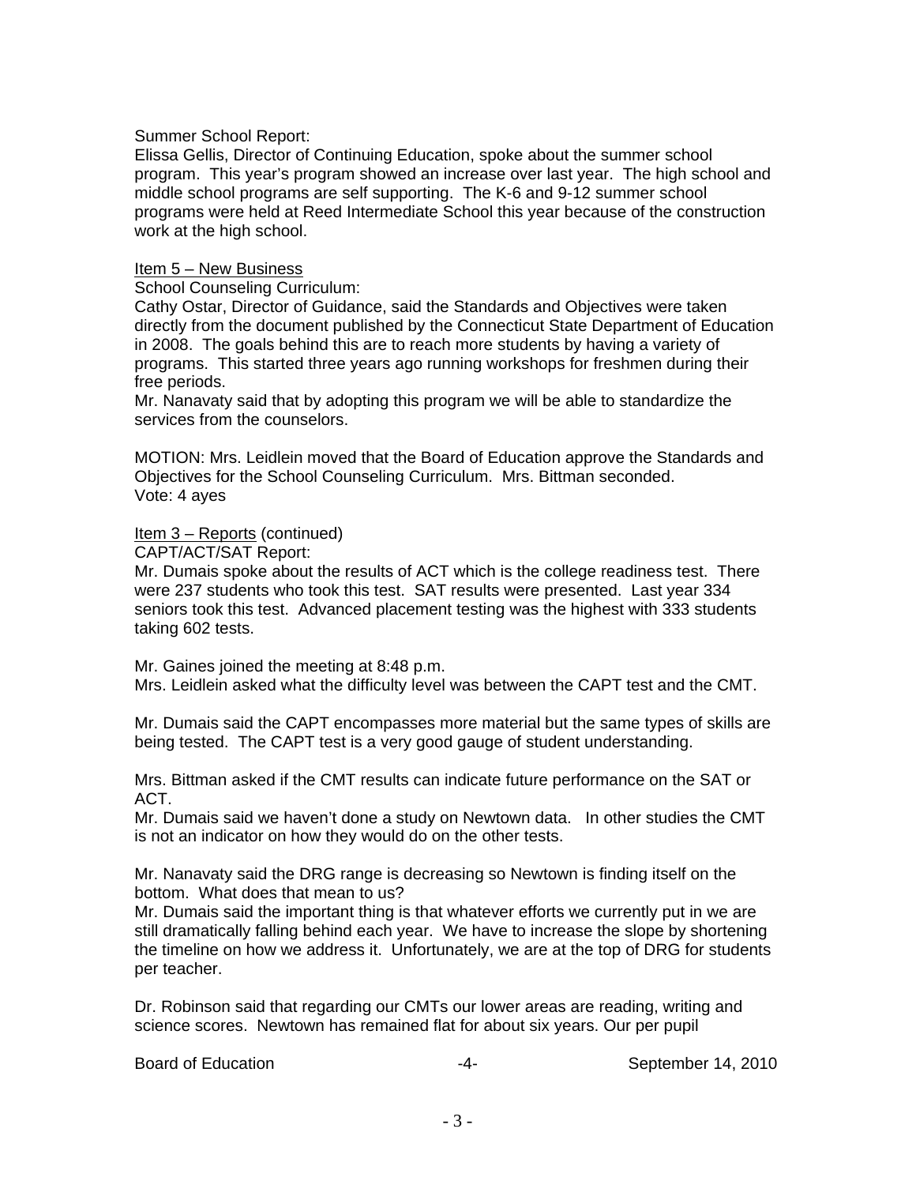Summer School Report:
Elissa Gellis, Director of Continuing Education, spoke about the summer school program. This year's program showed an increase over last year. The high school and middle school programs are self supporting. The K-6 and 9-12 summer school programs were held at Reed Intermediate School this year because of the construction work at the high school.

<u>Item 5 – New Business</u>
School Counseling Curriculum:
Cathy Ostar, Director of Guidance, said the Standards and Objectives were taken directly from the document published by the Connecticut State Department of Education in 2008. The goals behind this are to reach more students by having a variety of programs. This started three years ago running workshops for freshmen during their free periods.
Mr. Nanavaty said that by adopting this program we will be able to standardize the services from the counselors.

MOTION: Mrs. Leidlein moved that the Board of Education approve the Standards and Objectives for the School Counseling Curriculum. Mrs. Bittman seconded.
Vote: 4 ayes

<u>Item 3 – Reports</u> (continued)
CAPT/ACT/SAT Report:
Mr. Dumais spoke about the results of ACT which is the college readiness test. There were 237 students who took this test. SAT results were presented. Last year 334 seniors took this test. Advanced placement testing was the highest with 333 students taking 602 tests.

Mr. Gaines joined the meeting at 8:48 p.m.
Mrs. Leidlein asked what the difficulty level was between the CAPT test and the CMT.

Mr. Dumais said the CAPT encompasses more material but the same types of skills are being tested. The CAPT test is a very good gauge of student understanding.

Mrs. Bittman asked if the CMT results can indicate future performance on the SAT or ACT.
Mr. Dumais said we haven't done a study on Newtown data. In other studies the CMT is not an indicator on how they would do on the other tests.

Mr. Nanavaty said the DRG range is decreasing so Newtown is finding itself on the bottom. What does that mean to us?
Mr. Dumais said the important thing is that whatever efforts we currently put in we are still dramatically falling behind each year. We have to increase the slope by shortening the timeline on how we address it. Unfortunately, we are at the top of DRG for students per teacher.

Dr. Robinson said that regarding our CMTs our lower areas are reading, writing and science scores. Newtown has remained flat for about six years. Our per pupil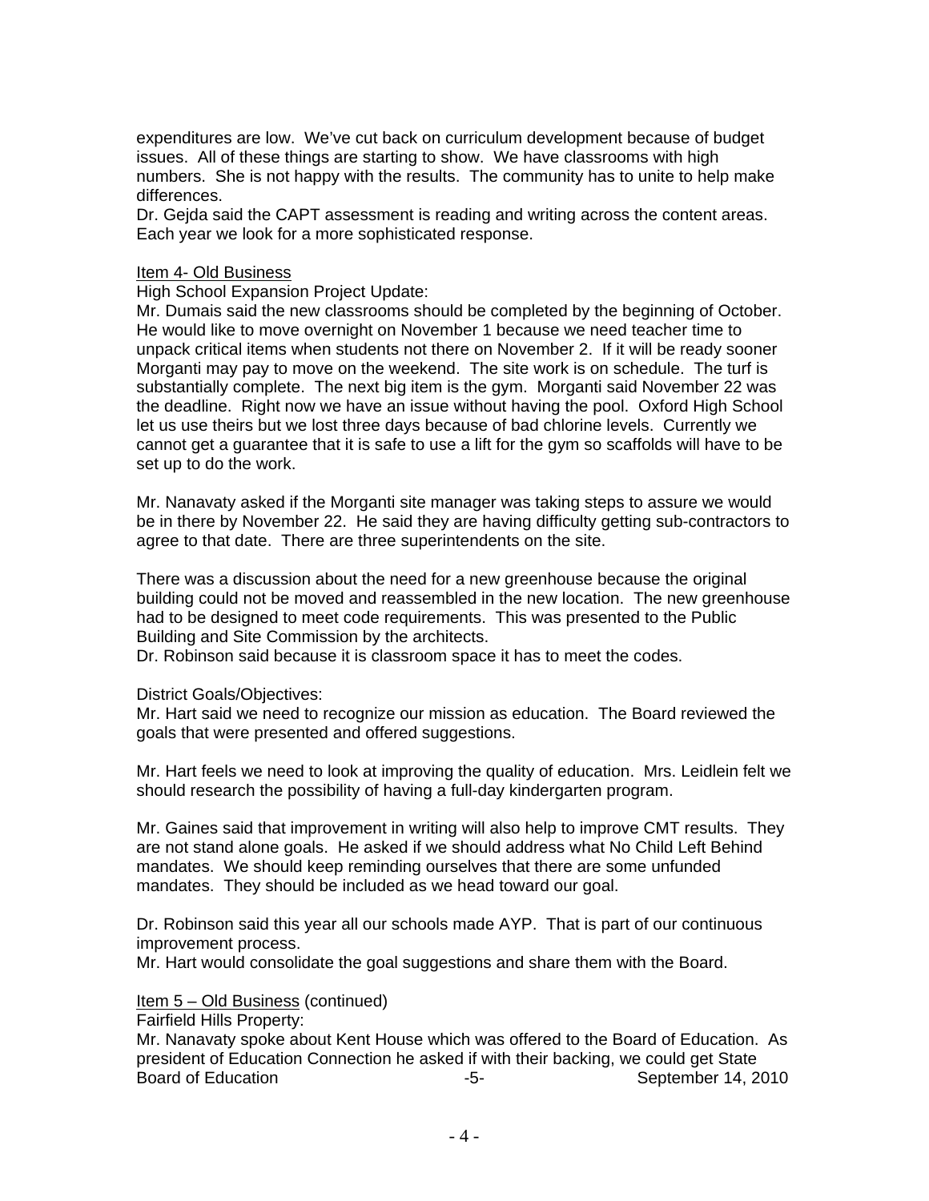expenditures are low. We've cut back on curriculum development because of budget issues. All of these things are starting to show. We have classrooms with high numbers. She is not happy with the results. The community has to unite to help make differences.

Dr. Gejda said the CAPT assessment is reading and writing across the content areas. Each year we look for a more sophisticated response.

Item 4- Old Business

High School Expansion Project Update:

Mr. Dumais said the new classrooms should be completed by the beginning of October. He would like to move overnight on November 1 because we need teacher time to unpack critical items when students not there on November 2. If it will be ready sooner Morganti may pay to move on the weekend. The site work is on schedule. The turf is substantially complete. The next big item is the gym. Morganti said November 22 was the deadline. Right now we have an issue without having the pool. Oxford High School let us use theirs but we lost three days because of bad chlorine levels. Currently we cannot get a guarantee that it is safe to use a lift for the gym so scaffolds will have to be set up to do the work.

Mr. Nanavaty asked if the Morganti site manager was taking steps to assure we would be in there by November 22. He said they are having difficulty getting sub-contractors to agree to that date. There are three superintendents on the site.

There was a discussion about the need for a new greenhouse because the original building could not be moved and reassembled in the new location. The new greenhouse had to be designed to meet code requirements. This was presented to the Public Building and Site Commission by the architects.

Dr. Robinson said because it is classroom space it has to meet the codes.

District Goals/Objectives:

Mr. Hart said we need to recognize our mission as education. The Board reviewed the goals that were presented and offered suggestions.

Mr. Hart feels we need to look at improving the quality of education. Mrs. Leidlein felt we should research the possibility of having a full-day kindergarten program.

Mr. Gaines said that improvement in writing will also help to improve CMT results. They are not stand alone goals. He asked if we should address what No Child Left Behind mandates. We should keep reminding ourselves that there are some unfunded mandates. They should be included as we head toward our goal.

Dr. Robinson said this year all our schools made AYP. That is part of our continuous improvement process.

Mr. Hart would consolidate the goal suggestions and share them with the Board.

Item 5 – Old Business (continued)

Fairfield Hills Property:

Mr. Nanavaty spoke about Kent House which was offered to the Board of Education. As president of Education Connection he asked if with their backing, we could get State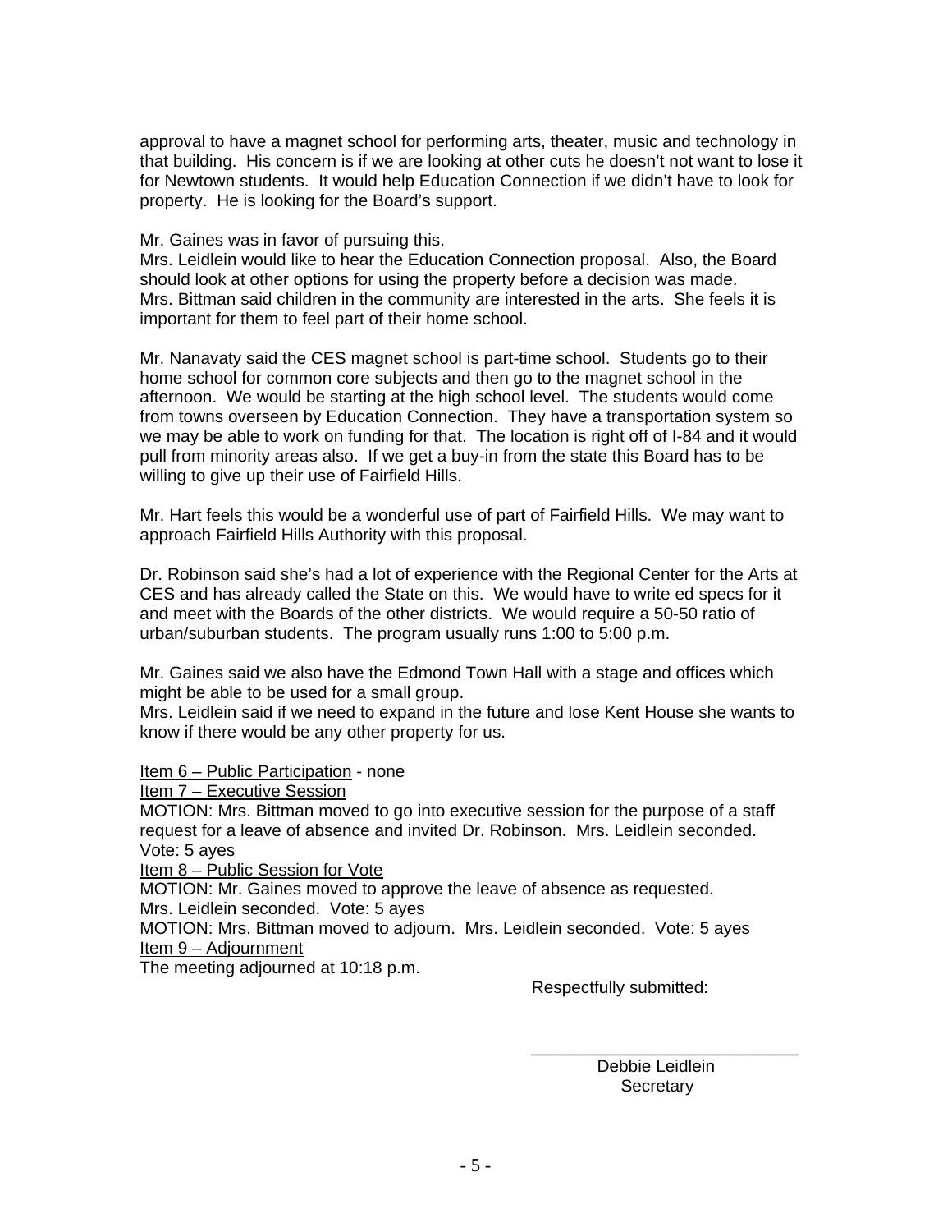approval to have a magnet school for performing arts, theater, music and technology in that building. His concern is if we are looking at other cuts he doesn't not want to lose it for Newtown students. It would help Education Connection if we didn't have to look for property. He is looking for the Board's support.

Mr. Gaines was in favor of pursuing this.
Mrs. Leidlein would like to hear the Education Connection proposal. Also, the Board should look at other options for using the property before a decision was made.
Mrs. Bittman said children in the community are interested in the arts. She feels it is important for them to feel part of their home school.

Mr. Nanavaty said the CES magnet school is part-time school. Students go to their home school for common core subjects and then go to the magnet school in the afternoon. We would be starting at the high school level. The students would come from towns overseen by Education Connection. They have a transportation system so we may be able to work on funding for that. The location is right off of I-84 and it would pull from minority areas also. If we get a buy-in from the state this Board has to be willing to give up their use of Fairfield Hills.

Mr. Hart feels this would be a wonderful use of part of Fairfield Hills. We may want to approach Fairfield Hills Authority with this proposal.

Dr. Robinson said she's had a lot of experience with the Regional Center for the Arts at CES and has already called the State on this. We would have to write ed specs for it and meet with the Boards of the other districts. We would require a 50-50 ratio of urban/suburban students. The program usually runs 1:00 to 5:00 p.m.

Mr. Gaines said we also have the Edmond Town Hall with a stage and offices which might be able to be used for a small group.
Mrs. Leidlein said if we need to expand in the future and lose Kent House she wants to know if there would be any other property for us.

<u>Item 6 – Public Participation</u> - none
<u>Item 7 – Executive Session</u>
MOTION: Mrs. Bittman moved to go into executive session for the purpose of a staff request for a leave of absence and invited Dr. Robinson. Mrs. Leidlein seconded. Vote: 5 ayes
<u>Item 8 – Public Session for Vote</u>
MOTION: Mr. Gaines moved to approve the leave of absence as requested. Mrs. Leidlein seconded. Vote: 5 ayes
MOTION: Mrs. Bittman moved to adjourn. Mrs. Leidlein seconded. Vote: 5 ayes
<u>Item 9 – Adjournment</u>
The meeting adjourned at 10:18 p.m.

Respectfully submitted:

\_\_\_\_\_\_\_\_\_\_\_\_\_\_\_\_\_\_\_\_\_\_\_\_\_\_\_\_
Debbie Leidlein
Secretary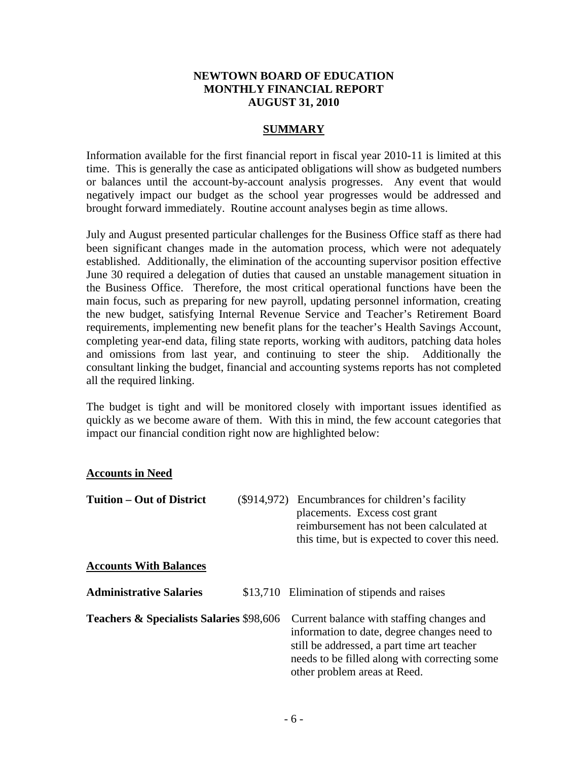**NEWTOWN BOARD OF EDUCATION**
**MONTHLY FINANCIAL REPORT**
**AUGUST 31, 2010**

## SUMMARY

Information available for the first financial report in fiscal year 2010-11 is limited at this time. This is generally the case as anticipated obligations will show as budgeted numbers or balances until the account-by-account analysis progresses. Any event that would negatively impact our budget as the school year progresses would be addressed and brought forward immediately. Routine account analyses begin as time allows.

July and August presented particular challenges for the Business Office staff as there had been significant changes made in the automation process, which were not adequately established. Additionally, the elimination of the accounting supervisor position effective June 30 required a delegation of duties that caused an unstable management situation in the Business Office. Therefore, the most critical operational functions have been the main focus, such as preparing for new payroll, updating personnel information, creating the new budget, satisfying Internal Revenue Service and Teacher's Retirement Board requirements, implementing new benefit plans for the teacher's Health Savings Account, completing year-end data, filing state reports, working with auditors, patching data holes and omissions from last year, and continuing to steer the ship. Additionally the consultant linking the budget, financial and accounting systems reports has not completed all the required linking.

The budget is tight and will be monitored closely with important issues identified as quickly as we become aware of them. With this in mind, the few account categories that impact our financial condition right now are highlighted below:

**Accounts in Need**

| | | |
|---|---|---|
| **Tuition – Out of District** | ($914,972) | Encumbrances for children's facility placements. Excess cost grant reimbursement has not been calculated at this time, but is expected to cover this need. |

**Accounts With Balances**

| | | |
|---|---|---|
| **Administrative Salaries** | $13,710 | Elimination of stipends and raises |
| **Teachers & Specialists Salaries** | $98,606 | Current balance with staffing changes and information to date, degree changes need to still be addressed, a part time art teacher needs to be filled along with correcting some other problem areas at Reed. |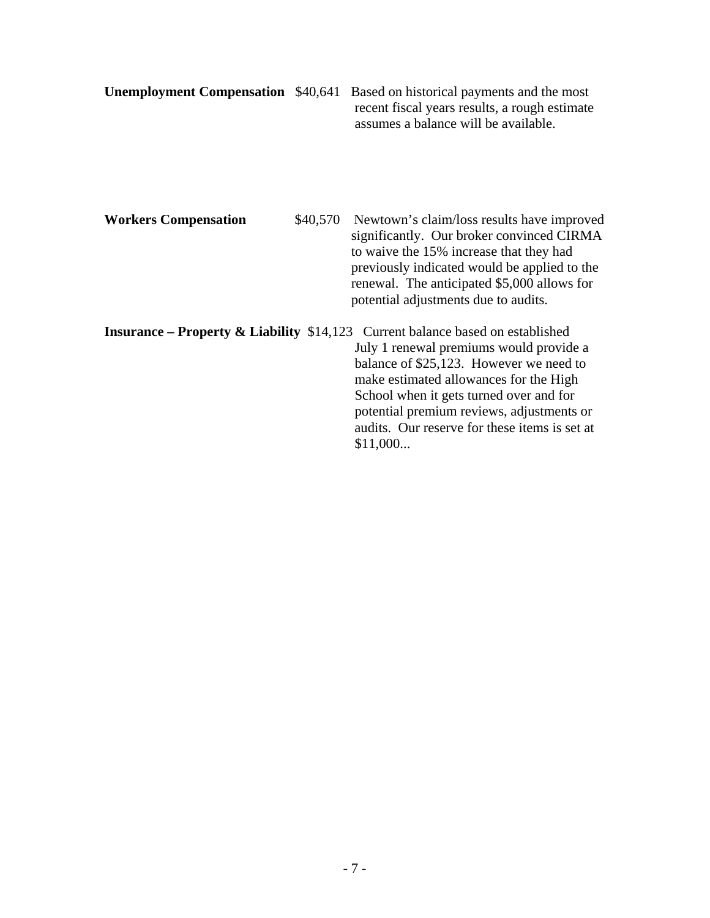**Unemployment Compensation** $40,641 Based on historical payments and the most recent fiscal years results, a rough estimate assumes a balance will be available.

**Workers Compensation** $40,570 Newtown's claim/loss results have improved significantly. Our broker convinced CIRMA to waive the 15% increase that they had previously indicated would be applied to the renewal. The anticipated $5,000 allows for potential adjustments due to audits.

**Insurance – Property & Liability** $14,123 Current balance based on established July 1 renewal premiums would provide a balance of $25,123. However we need to make estimated allowances for the High School when it gets turned over and for potential premium reviews, adjustments or audits. Our reserve for these items is set at $11,000...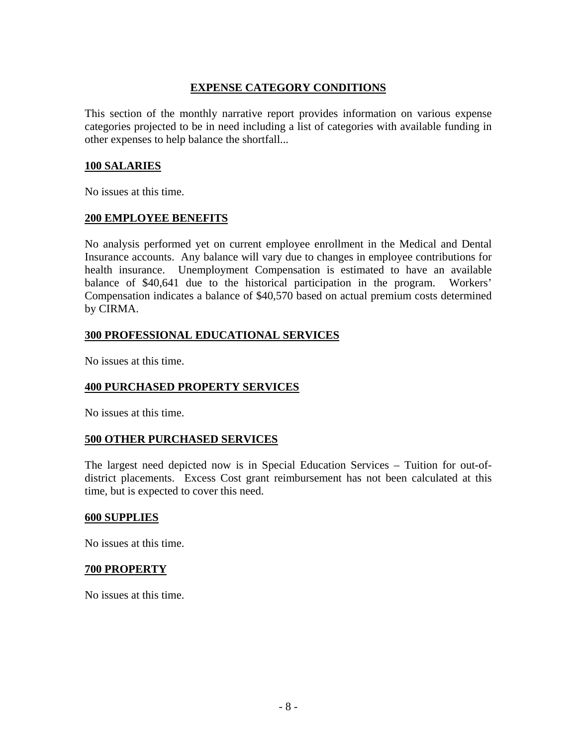## EXPENSE CATEGORY CONDITIONS

This section of the monthly narrative report provides information on various expense categories projected to be in need including a list of categories with available funding in other expenses to help balance the shortfall...

### 100 SALARIES

No issues at this time.

### 200 EMPLOYEE BENEFITS

No analysis performed yet on current employee enrollment in the Medical and Dental Insurance accounts. Any balance will vary due to changes in employee contributions for health insurance. Unemployment Compensation is estimated to have an available balance of $40,641 due to the historical participation in the program. Workers' Compensation indicates a balance of $40,570 based on actual premium costs determined by CIRMA.

### 300 PROFESSIONAL EDUCATIONAL SERVICES

No issues at this time.

### 400 PURCHASED PROPERTY SERVICES

No issues at this time.

### 500 OTHER PURCHASED SERVICES

The largest need depicted now is in Special Education Services – Tuition for out-of-district placements. Excess Cost grant reimbursement has not been calculated at this time, but is expected to cover this need.

### 600 SUPPLIES

No issues at this time.

### 700 PROPERTY

No issues at this time.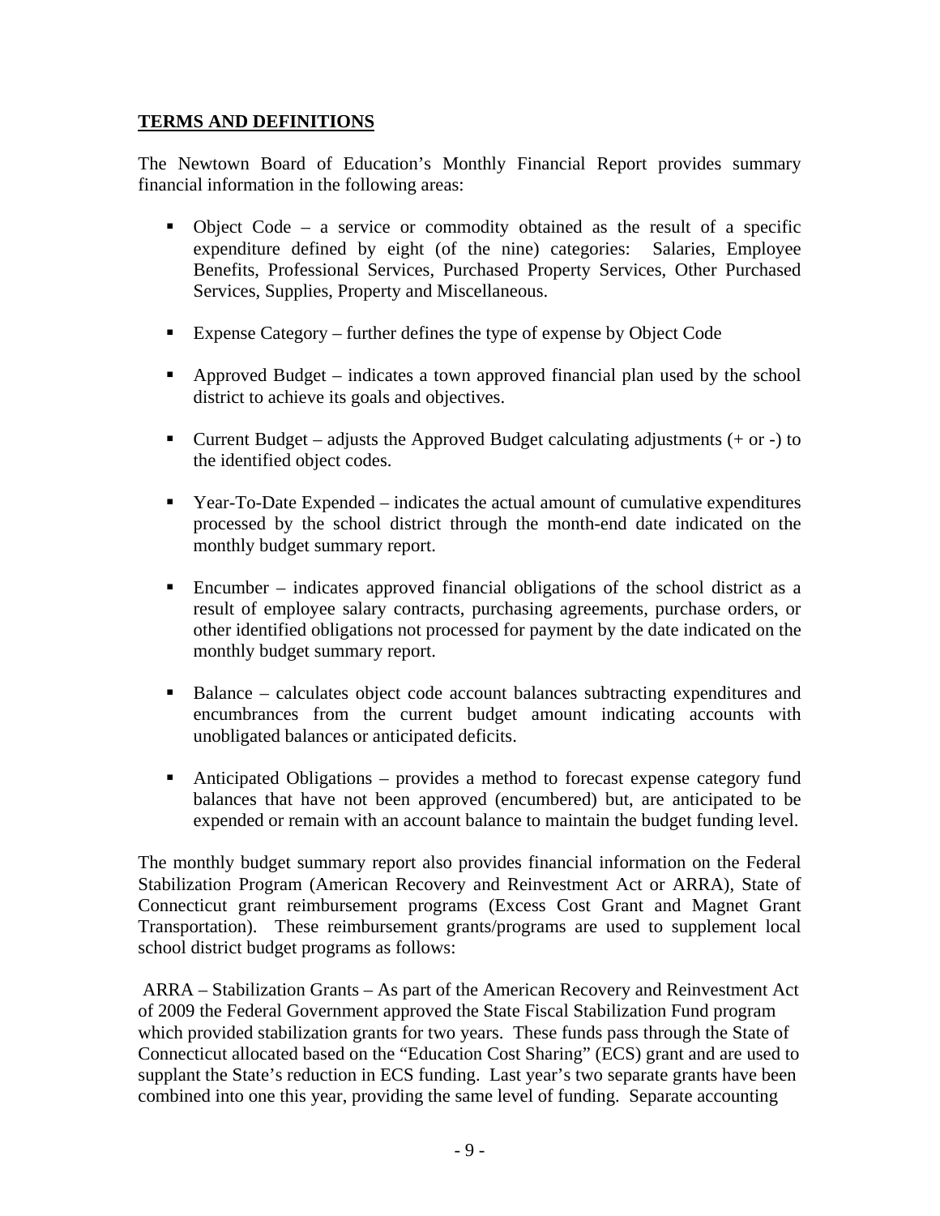## TERMS AND DEFINITIONS

The Newtown Board of Education's Monthly Financial Report provides summary financial information in the following areas:

- Object Code – a service or commodity obtained as the result of a specific expenditure defined by eight (of the nine) categories: Salaries, Employee Benefits, Professional Services, Purchased Property Services, Other Purchased Services, Supplies, Property and Miscellaneous.
- Expense Category – further defines the type of expense by Object Code
- Approved Budget – indicates a town approved financial plan used by the school district to achieve its goals and objectives.
- Current Budget – adjusts the Approved Budget calculating adjustments (+ or -) to the identified object codes.
- Year-To-Date Expended – indicates the actual amount of cumulative expenditures processed by the school district through the month-end date indicated on the monthly budget summary report.
- Encumber – indicates approved financial obligations of the school district as a result of employee salary contracts, purchasing agreements, purchase orders, or other identified obligations not processed for payment by the date indicated on the monthly budget summary report.
- Balance – calculates object code account balances subtracting expenditures and encumbrances from the current budget amount indicating accounts with unobligated balances or anticipated deficits.
- Anticipated Obligations – provides a method to forecast expense category fund balances that have not been approved (encumbered) but, are anticipated to be expended or remain with an account balance to maintain the budget funding level.

The monthly budget summary report also provides financial information on the Federal Stabilization Program (American Recovery and Reinvestment Act or ARRA), State of Connecticut grant reimbursement programs (Excess Cost Grant and Magnet Grant Transportation). These reimbursement grants/programs are used to supplement local school district budget programs as follows:

ARRA – Stabilization Grants – As part of the American Recovery and Reinvestment Act of 2009 the Federal Government approved the State Fiscal Stabilization Fund program which provided stabilization grants for two years. These funds pass through the State of Connecticut allocated based on the "Education Cost Sharing" (ECS) grant and are used to supplant the State's reduction in ECS funding. Last year's two separate grants have been combined into one this year, providing the same level of funding. Separate accounting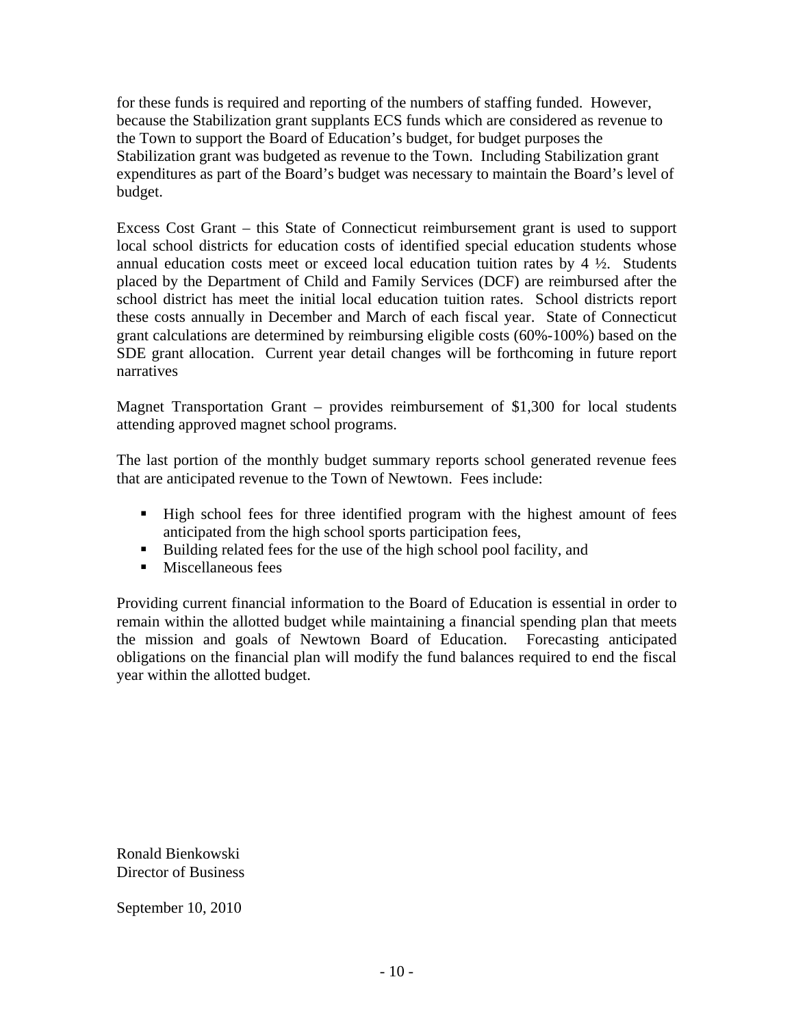for these funds is required and reporting of the numbers of staffing funded. However, because the Stabilization grant supplants ECS funds which are considered as revenue to the Town to support the Board of Education's budget, for budget purposes the Stabilization grant was budgeted as revenue to the Town. Including Stabilization grant expenditures as part of the Board's budget was necessary to maintain the Board's level of budget.

Excess Cost Grant – this State of Connecticut reimbursement grant is used to support local school districts for education costs of identified special education students whose annual education costs meet or exceed local education tuition rates by 4 ½. Students placed by the Department of Child and Family Services (DCF) are reimbursed after the school district has meet the initial local education tuition rates. School districts report these costs annually in December and March of each fiscal year. State of Connecticut grant calculations are determined by reimbursing eligible costs (60%-100%) based on the SDE grant allocation. Current year detail changes will be forthcoming in future report narratives

Magnet Transportation Grant – provides reimbursement of $1,300 for local students attending approved magnet school programs.

The last portion of the monthly budget summary reports school generated revenue fees that are anticipated revenue to the Town of Newtown. Fees include:

- High school fees for three identified program with the highest amount of fees anticipated from the high school sports participation fees,
- Building related fees for the use of the high school pool facility, and
- Miscellaneous fees

Providing current financial information to the Board of Education is essential in order to remain within the allotted budget while maintaining a financial spending plan that meets the mission and goals of Newtown Board of Education. Forecasting anticipated obligations on the financial plan will modify the fund balances required to end the fiscal year within the allotted budget.

Ronald Bienkowski
Director of Business

September 10, 2010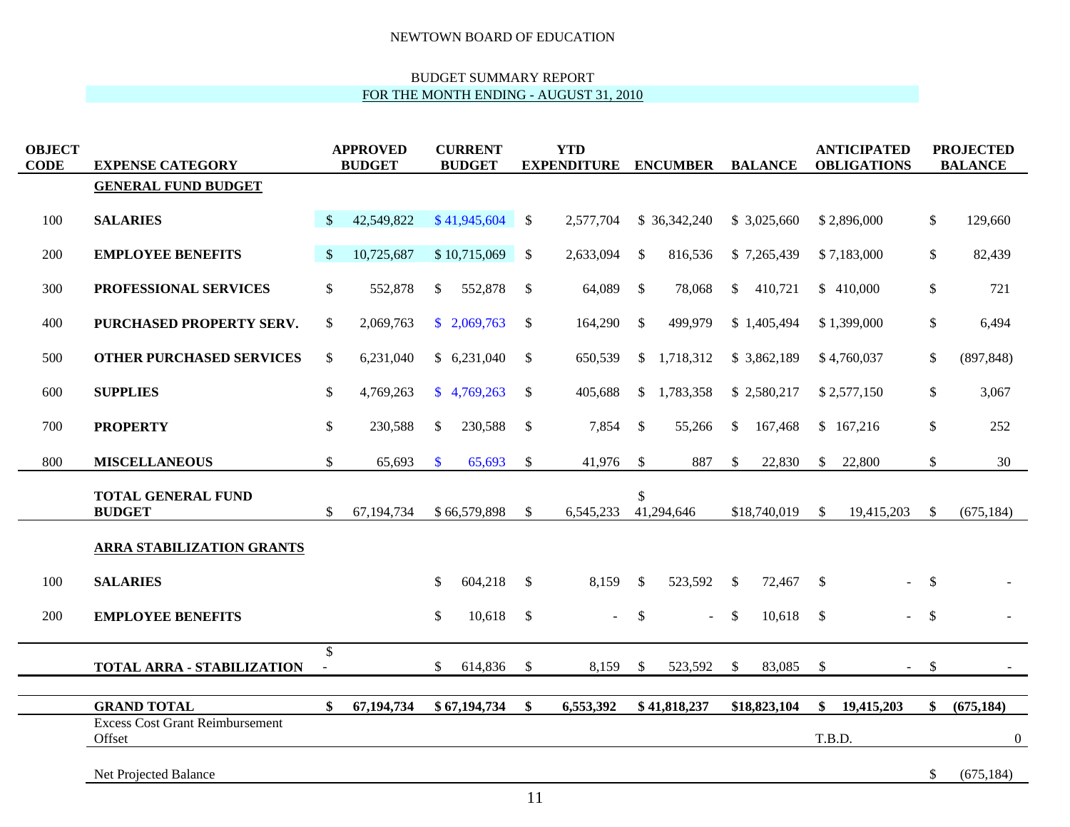NEWTOWN BOARD OF EDUCATION

BUDGET SUMMARY REPORT

FOR THE MONTH ENDING - AUGUST 31, 2010

| OBJECT CODE | EXPENSE CATEGORY | APPROVED BUDGET | CURRENT BUDGET | YTD EXPENDITURE | ENCUMBER | BALANCE | ANTICIPATED OBLIGATIONS | PROJECTED BALANCE |
|---|---|---|---|---|---|---|---|---|
| | **GENERAL FUND BUDGET** | | | | | | | |
| 100 | **SALARIES** | $ 42,549,822 | $ 41,945,604 | $ 2,577,704 | $ 36,342,240 | $ 3,025,660 | $ 2,896,000 | $ 129,660 |
| 200 | **EMPLOYEE BENEFITS** | $ 10,725,687 | $ 10,715,069 | $ 2,633,094 | $ 816,536 | $ 7,265,439 | $ 7,183,000 | $ 82,439 |
| 300 | **PROFESSIONAL SERVICES** | $ 552,878 | $ 552,878 | $ 64,089 | $ 78,068 | $ 410,721 | $ 410,000 | $ 721 |
| 400 | **PURCHASED PROPERTY SERV.** | $ 2,069,763 | $ 2,069,763 | $ 164,290 | $ 499,979 | $ 1,405,494 | $ 1,399,000 | $ 6,494 |
| 500 | **OTHER PURCHASED SERVICES** | $ 6,231,040 | $ 6,231,040 | $ 650,539 | $ 1,718,312 | $ 3,862,189 | $ 4,760,037 | $ (897,848) |
| 600 | **SUPPLIES** | $ 4,769,263 | $ 4,769,263 | $ 405,688 | $ 1,783,358 | $ 2,580,217 | $ 2,577,150 | $ 3,067 |
| 700 | **PROPERTY** | $ 230,588 | $ 230,588 | $ 7,854 | $ 55,266 | $ 167,468 | $ 167,216 | $ 252 |
| 800 | **MISCELLANEOUS** | $ 65,693 | $ 65,693 | $ 41,976 | $ 887 | $ 22,830 | $ 22,800 | $ 30 |
| | **TOTAL GENERAL FUND BUDGET** | $ 67,194,734 | $ 66,579,898 | $ 6,545,233 | $ 41,294,646 | $18,740,019 | $ 19,415,203 | $ (675,184) |
| | **ARRA STABILIZATION GRANTS** | | | | | | | |
| 100 | **SALARIES** | | $ 604,218 | $ 8,159 | $ 523,592 | $ 72,467 | $ - | $ - |
| 200 | **EMPLOYEE BENEFITS** | | $ 10,618 | $ - | $ - | $ 10,618 | $ - | $ - |
| | **TOTAL ARRA - STABILIZATION** | $ - | $ 614,836 | $ 8,159 | $ 523,592 | $ 83,085 | $ - | $ - |
| | **GRAND TOTAL** | **$ 67,194,734** | **$ 67,194,734** | **$ 6,553,392** | **$ 41,818,237** | **$18,823,104** | **$ 19,415,203** | **$ (675,184)** |
| | Excess Cost Grant Reimbursement Offset | | | | | | T.B.D. | 0 |
| | Net Projected Balance | | | | | | | $ (675,184) |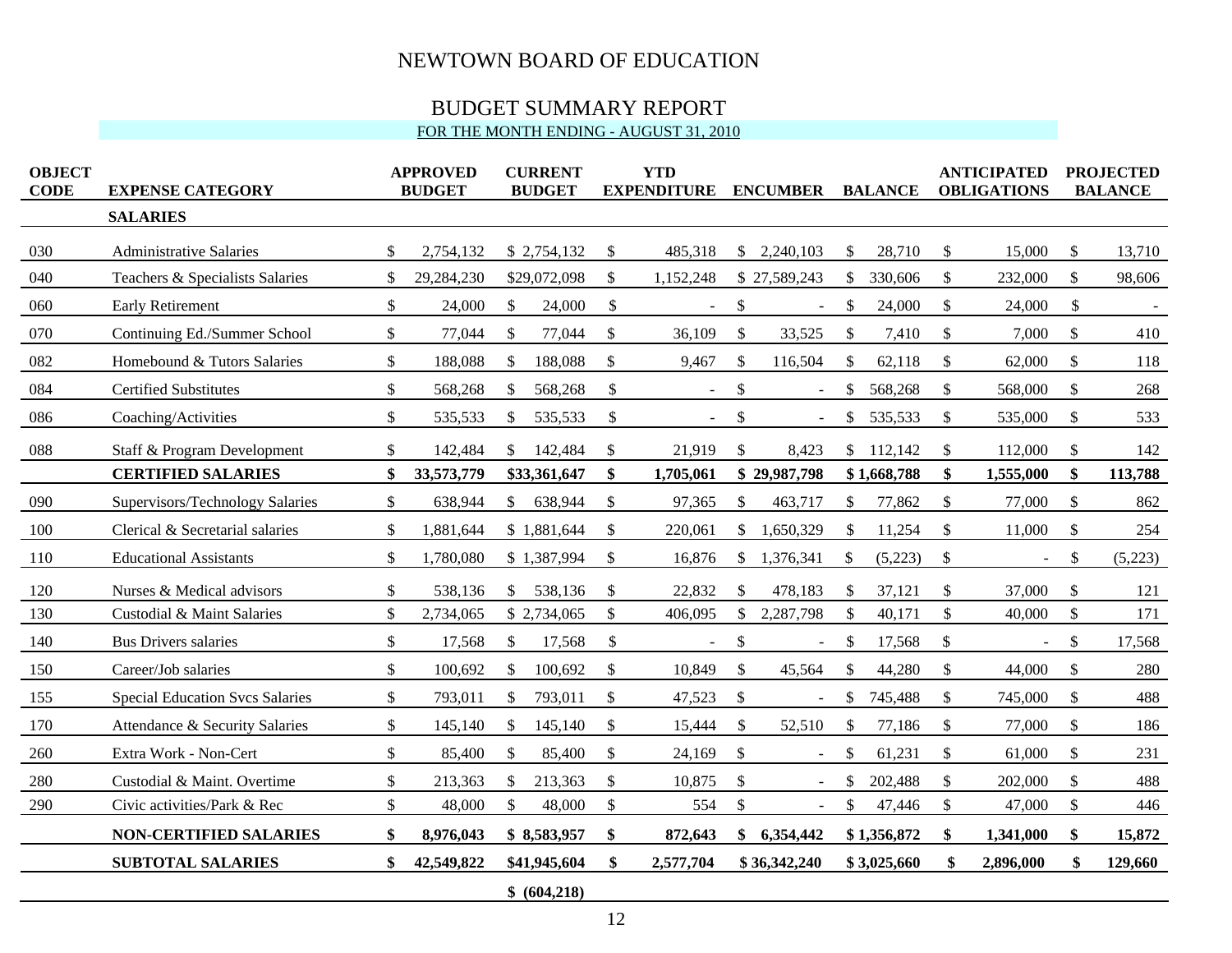# NEWTOWN BOARD OF EDUCATION

## BUDGET SUMMARY REPORT

FOR THE MONTH ENDING - AUGUST 31, 2010

| OBJECT CODE | EXPENSE CATEGORY | APPROVED BUDGET | CURRENT BUDGET | YTD EXPENDITURE | ENCUMBER | BALANCE | ANTICIPATED OBLIGATIONS | PROJECTED BALANCE |
|---|---|---|---|---|---|---|---|---|
| | **SALARIES** | | | | | | | |
| 030 | Administrative Salaries | $ 2,754,132 | $ 2,754,132 | $ 485,318 | $ 2,240,103 | $ 28,710 | $ 15,000 | $ 13,710 |
| 040 | Teachers & Specialists Salaries | $ 29,284,230 | $29,072,098 | $ 1,152,248 | $ 27,589,243 | $ 330,606 | $ 232,000 | $ 98,606 |
| 060 | Early Retirement | $ 24,000 | $ 24,000 | $ - | $ - | $ 24,000 | $ 24,000 | $ - |
| 070 | Continuing Ed./Summer School | $ 77,044 | $ 77,044 | $ 36,109 | $ 33,525 | $ 7,410 | $ 7,000 | $ 410 |
| 082 | Homebound & Tutors Salaries | $ 188,088 | $ 188,088 | $ 9,467 | $ 116,504 | $ 62,118 | $ 62,000 | $ 118 |
| 084 | Certified Substitutes | $ 568,268 | $ 568,268 | $ - | $ - | $ 568,268 | $ 568,000 | $ 268 |
| 086 | Coaching/Activities | $ 535,533 | $ 535,533 | $ - | $ - | $ 535,533 | $ 535,000 | $ 533 |
| 088 | Staff & Program Development | $ 142,484 | $ 142,484 | $ 21,919 | $ 8,423 | $ 112,142 | $ 112,000 | $ 142 |
| | **CERTIFIED SALARIES** | **$ 33,573,779** | **$33,361,647** | **$ 1,705,061** | **$ 29,987,798** | **$ 1,668,788** | **$ 1,555,000** | **$ 113,788** |
| 090 | Supervisors/Technology Salaries | $ 638,944 | $ 638,944 | $ 97,365 | $ 463,717 | $ 77,862 | $ 77,000 | $ 862 |
| 100 | Clerical & Secretarial salaries | $ 1,881,644 | $ 1,881,644 | $ 220,061 | $ 1,650,329 | $ 11,254 | $ 11,000 | $ 254 |
| 110 | Educational Assistants | $ 1,780,080 | $ 1,387,994 | $ 16,876 | $ 1,376,341 | $ (5,223) | $ - | $ (5,223) |
| 120 | Nurses & Medical advisors | $ 538,136 | $ 538,136 | $ 22,832 | $ 478,183 | $ 37,121 | $ 37,000 | $ 121 |
| 130 | Custodial & Maint Salaries | $ 2,734,065 | $ 2,734,065 | $ 406,095 | $ 2,287,798 | $ 40,171 | $ 40,000 | $ 171 |
| 140 | Bus Drivers salaries | $ 17,568 | $ 17,568 | $ - | $ - | $ 17,568 | $ - | $ 17,568 |
| 150 | Career/Job salaries | $ 100,692 | $ 100,692 | $ 10,849 | $ 45,564 | $ 44,280 | $ 44,000 | $ 280 |
| 155 | Special Education Svcs Salaries | $ 793,011 | $ 793,011 | $ 47,523 | $ - | $ 745,488 | $ 745,000 | $ 488 |
| 170 | Attendance & Security Salaries | $ 145,140 | $ 145,140 | $ 15,444 | $ 52,510 | $ 77,186 | $ 77,000 | $ 186 |
| 260 | Extra Work - Non-Cert | $ 85,400 | $ 85,400 | $ 24,169 | $ - | $ 61,231 | $ 61,000 | $ 231 |
| 280 | Custodial & Maint. Overtime | $ 213,363 | $ 213,363 | $ 10,875 | $ - | $ 202,488 | $ 202,000 | $ 488 |
| 290 | Civic activities/Park & Rec | $ 48,000 | $ 48,000 | $ 554 | $ - | $ 47,446 | $ 47,000 | $ 446 |
| | **NON-CERTIFIED SALARIES** | **$ 8,976,043** | **$ 8,583,957** | **$ 872,643** | **$ 6,354,442** | **$ 1,356,872** | **$ 1,341,000** | **$ 15,872** |
| | **SUBTOTAL SALARIES** | **$ 42,549,822** | **$41,945,604** | **$ 2,577,704** | **$ 36,342,240** | **$ 3,025,660** | **$ 2,896,000** | **$ 129,660** |
| | | | **$ (604,218)** | | | | | |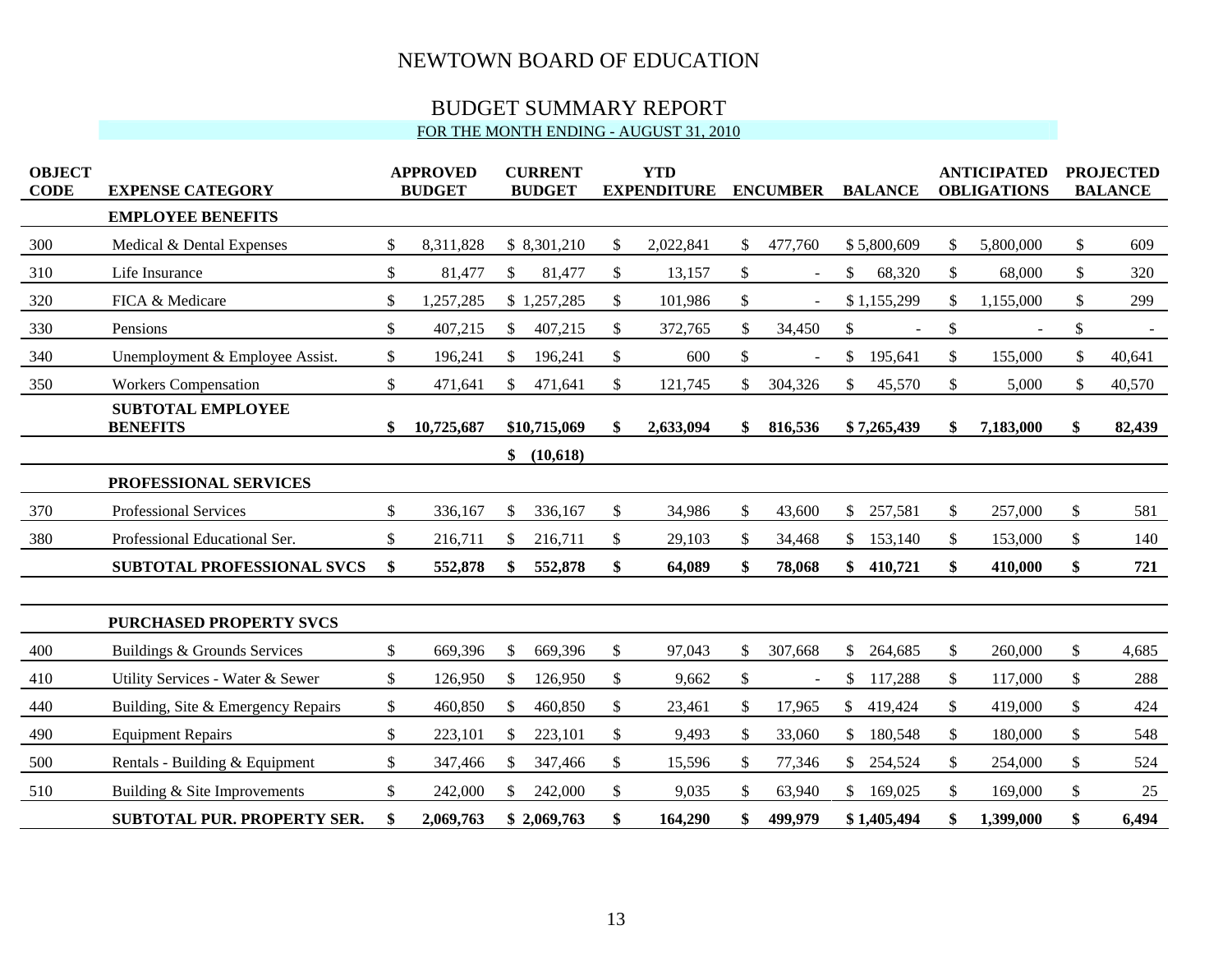# NEWTOWN BOARD OF EDUCATION

## BUDGET SUMMARY REPORT

FOR THE MONTH ENDING - AUGUST 31, 2010

| OBJECT CODE | EXPENSE CATEGORY | APPROVED BUDGET | CURRENT BUDGET | YTD EXPENDITURE | ENCUMBER | BALANCE | ANTICIPATED OBLIGATIONS | PROJECTED BALANCE |
|---|---|---|---|---|---|---|---|---|
| | **EMPLOYEE BENEFITS** | | | | | | | |
| 300 | Medical & Dental Expenses | $ 8,311,828 | $ 8,301,210 | $ 2,022,841 | $ 477,760 | $ 5,800,609 | $ 5,800,000 | $ 609 |
| 310 | Life Insurance | $ 81,477 | $ 81,477 | $ 13,157 | $ - | $ 68,320 | $ 68,000 | $ 320 |
| 320 | FICA & Medicare | $ 1,257,285 | $ 1,257,285 | $ 101,986 | $ - | $ 1,155,299 | $ 1,155,000 | $ 299 |
| 330 | Pensions | $ 407,215 | $ 407,215 | $ 372,765 | $ 34,450 | $ - | $ - | $ - |
| 340 | Unemployment & Employee Assist. | $ 196,241 | $ 196,241 | $ 600 | $ - | $ 195,641 | $ 155,000 | $ 40,641 |
| 350 | Workers Compensation | $ 471,641 | $ 471,641 | $ 121,745 | $ 304,326 | $ 45,570 | $ 5,000 | $ 40,570 |
| | **SUBTOTAL EMPLOYEE BENEFITS** | **$ 10,725,687** | **$10,715,069** | **$ 2,633,094** | **$ 816,536** | **$ 7,265,439** | **$ 7,183,000** | **$ 82,439** |
| | | | **$ (10,618)** | | | | | |
| | **PROFESSIONAL SERVICES** | | | | | | | |
| 370 | Professional Services | $ 336,167 | $ 336,167 | $ 34,986 | $ 43,600 | $ 257,581 | $ 257,000 | $ 581 |
| 380 | Professional Educational Ser. | $ 216,711 | $ 216,711 | $ 29,103 | $ 34,468 | $ 153,140 | $ 153,000 | $ 140 |
| | **SUBTOTAL PROFESSIONAL SVCS** | **$ 552,878** | **$ 552,878** | **$ 64,089** | **$ 78,068** | **$ 410,721** | **$ 410,000** | **$ 721** |
| | **PURCHASED PROPERTY SVCS** | | | | | | | |
| 400 | Buildings & Grounds Services | $ 669,396 | $ 669,396 | $ 97,043 | $ 307,668 | $ 264,685 | $ 260,000 | $ 4,685 |
| 410 | Utility Services - Water & Sewer | $ 126,950 | $ 126,950 | $ 9,662 | $ - | $ 117,288 | $ 117,000 | $ 288 |
| 440 | Building, Site & Emergency Repairs | $ 460,850 | $ 460,850 | $ 23,461 | $ 17,965 | $ 419,424 | $ 419,000 | $ 424 |
| 490 | Equipment Repairs | $ 223,101 | $ 223,101 | $ 9,493 | $ 33,060 | $ 180,548 | $ 180,000 | $ 548 |
| 500 | Rentals - Building & Equipment | $ 347,466 | $ 347,466 | $ 15,596 | $ 77,346 | $ 254,524 | $ 254,000 | $ 524 |
| 510 | Building & Site Improvements | $ 242,000 | $ 242,000 | $ 9,035 | $ 63,940 | $ 169,025 | $ 169,000 | $ 25 |
| | **SUBTOTAL PUR. PROPERTY SER.** | **$ 2,069,763** | **$ 2,069,763** | **$ 164,290** | **$ 499,979** | **$ 1,405,494** | **$ 1,399,000** | **$ 6,494** |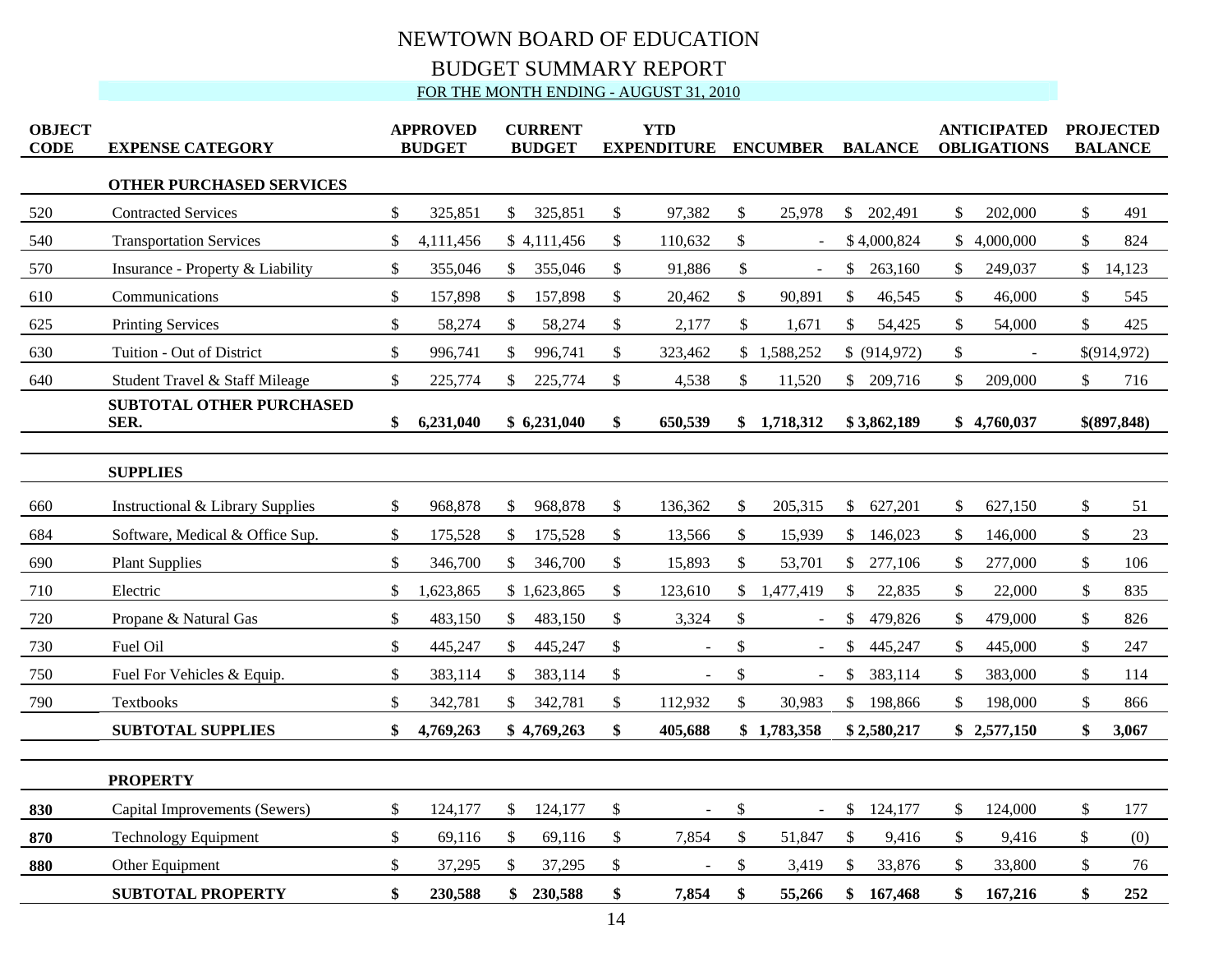# NEWTOWN BOARD OF EDUCATION

## BUDGET SUMMARY REPORT

FOR THE MONTH ENDING - AUGUST 31, 2010

| OBJECT CODE | EXPENSE CATEGORY | APPROVED BUDGET | CURRENT BUDGET | YTD EXPENDITURE | ENCUMBER | BALANCE | ANTICIPATED OBLIGATIONS | PROJECTED BALANCE |
|---|---|---|---|---|---|---|---|---|
| | **OTHER PURCHASED SERVICES** | | | | | | | |
| 520 | Contracted Services | $ 325,851 | $ 325,851 | $ 97,382 | $ 25,978 | $ 202,491 | $ 202,000 | $ 491 |
| 540 | Transportation Services | $ 4,111,456 | $ 4,111,456 | $ 110,632 | $ - | $ 4,000,824 | $ 4,000,000 | $ 824 |
| 570 | Insurance - Property & Liability | $ 355,046 | $ 355,046 | $ 91,886 | $ - | $ 263,160 | $ 249,037 | $ 14,123 |
| 610 | Communications | $ 157,898 | $ 157,898 | $ 20,462 | $ 90,891 | $ 46,545 | $ 46,000 | $ 545 |
| 625 | Printing Services | $ 58,274 | $ 58,274 | $ 2,177 | $ 1,671 | $ 54,425 | $ 54,000 | $ 425 |
| 630 | Tuition - Out of District | $ 996,741 | $ 996,741 | $ 323,462 | $ 1,588,252 | $ (914,972) | $ - | $(914,972) |
| 640 | Student Travel & Staff Mileage | $ 225,774 | $ 225,774 | $ 4,538 | $ 11,520 | $ 209,716 | $ 209,000 | $ 716 |
| | **SUBTOTAL OTHER PURCHASED SER.** | **$ 6,231,040** | **$ 6,231,040** | **$ 650,539** | **$ 1,718,312** | **$ 3,862,189** | **$ 4,760,037** | **$(897,848)** |
| | **SUPPLIES** | | | | | | | |
| 660 | Instructional & Library Supplies | $ 968,878 | $ 968,878 | $ 136,362 | $ 205,315 | $ 627,201 | $ 627,150 | $ 51 |
| 684 | Software, Medical & Office Sup. | $ 175,528 | $ 175,528 | $ 13,566 | $ 15,939 | $ 146,023 | $ 146,000 | $ 23 |
| 690 | Plant Supplies | $ 346,700 | $ 346,700 | $ 15,893 | $ 53,701 | $ 277,106 | $ 277,000 | $ 106 |
| 710 | Electric | $ 1,623,865 | $ 1,623,865 | $ 123,610 | $ 1,477,419 | $ 22,835 | $ 22,000 | $ 835 |
| 720 | Propane & Natural Gas | $ 483,150 | $ 483,150 | $ 3,324 | $ - | $ 479,826 | $ 479,000 | $ 826 |
| 730 | Fuel Oil | $ 445,247 | $ 445,247 | $ - | $ - | $ 445,247 | $ 445,000 | $ 247 |
| 750 | Fuel For Vehicles & Equip. | $ 383,114 | $ 383,114 | $ - | $ - | $ 383,114 | $ 383,000 | $ 114 |
| 790 | Textbooks | $ 342,781 | $ 342,781 | $ 112,932 | $ 30,983 | $ 198,866 | $ 198,000 | $ 866 |
| | **SUBTOTAL SUPPLIES** | **$ 4,769,263** | **$ 4,769,263** | **$ 405,688** | **$ 1,783,358** | **$ 2,580,217** | **$ 2,577,150** | **$ 3,067** |
| | **PROPERTY** | | | | | | | |
| **830** | Capital Improvements (Sewers) | $ 124,177 | $ 124,177 | $ - | $ - | $ 124,177 | $ 124,000 | $ 177 |
| **870** | Technology Equipment | $ 69,116 | $ 69,116 | $ 7,854 | $ 51,847 | $ 9,416 | $ 9,416 | $ (0) |
| **880** | Other Equipment | $ 37,295 | $ 37,295 | $ - | $ 3,419 | $ 33,876 | $ 33,800 | $ 76 |
| | **SUBTOTAL PROPERTY** | **$ 230,588** | **$ 230,588** | **$ 7,854** | **$ 55,266** | **$ 167,468** | **$ 167,216** | **$ 252** |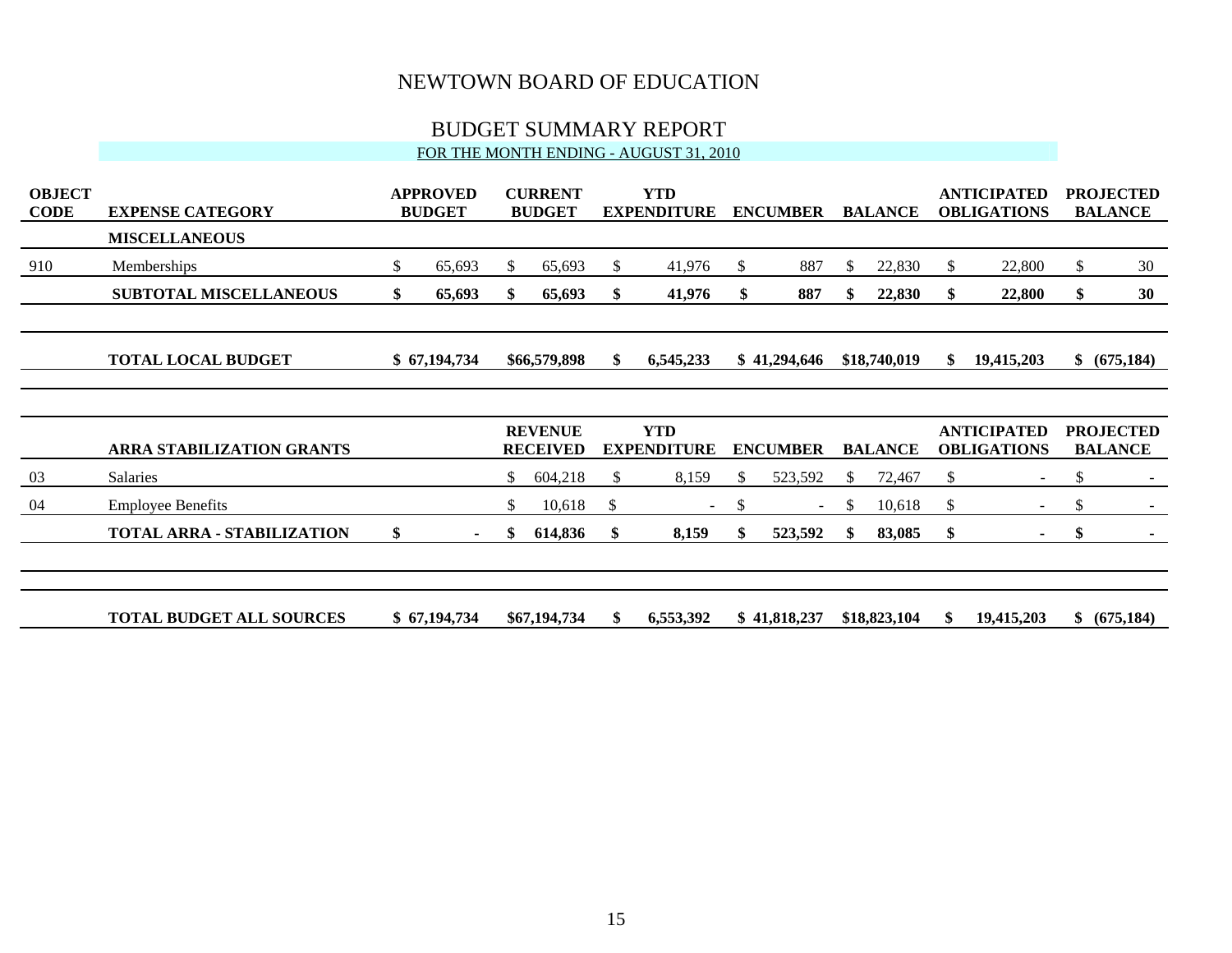# NEWTOWN BOARD OF EDUCATION

## BUDGET SUMMARY REPORT

FOR THE MONTH ENDING - AUGUST 31, 2010

| OBJECT CODE | EXPENSE CATEGORY | APPROVED BUDGET | CURRENT BUDGET | YTD EXPENDITURE | ENCUMBER | BALANCE | ANTICIPATED OBLIGATIONS | PROJECTED BALANCE |
|---|---|---|---|---|---|---|---|---|
| | **MISCELLANEOUS** | | | | | | | |
| 910 | Memberships | $ 65,693 | $ 65,693 | $ 41,976 | $ 887 | $ 22,830 | $ 22,800 | $ 30 |
| | **SUBTOTAL MISCELLANEOUS** | **$ 65,693** | **$ 65,693** | **$ 41,976** | **$ 887** | **$ 22,830** | **$ 22,800** | **$ 30** |
| | | | | | | | | |
| | **TOTAL LOCAL BUDGET** | **$ 67,194,734** | **$66,579,898** | **$ 6,545,233** | **$ 41,294,646** | **$18,740,019** | **$ 19,415,203** | **$ (675,184)** |
| | | | | | | | | |
| | **ARRA STABILIZATION GRANTS** | | **REVENUE RECEIVED** | **YTD EXPENDITURE** | **ENCUMBER** | **BALANCE** | **ANTICIPATED OBLIGATIONS** | **PROJECTED BALANCE** |
| 03 | Salaries | | $ 604,218 | $ 8,159 | $ 523,592 | $ 72,467 | $ - | $ - |
| 04 | Employee Benefits | | $ 10,618 | $ - | $ - | $ 10,618 | $ - | $ - |
| | **TOTAL ARRA - STABILIZATION** | **$ -** | **$ 614,836** | **$ 8,159** | **$ 523,592** | **$ 83,085** | **$ -** | **$ -** |
| | | | | | | | | |
| | **TOTAL BUDGET ALL SOURCES** | **$ 67,194,734** | **$67,194,734** | **$ 6,553,392** | **$ 41,818,237** | **$18,823,104** | **$ 19,415,203** | **$ (675,184)** |